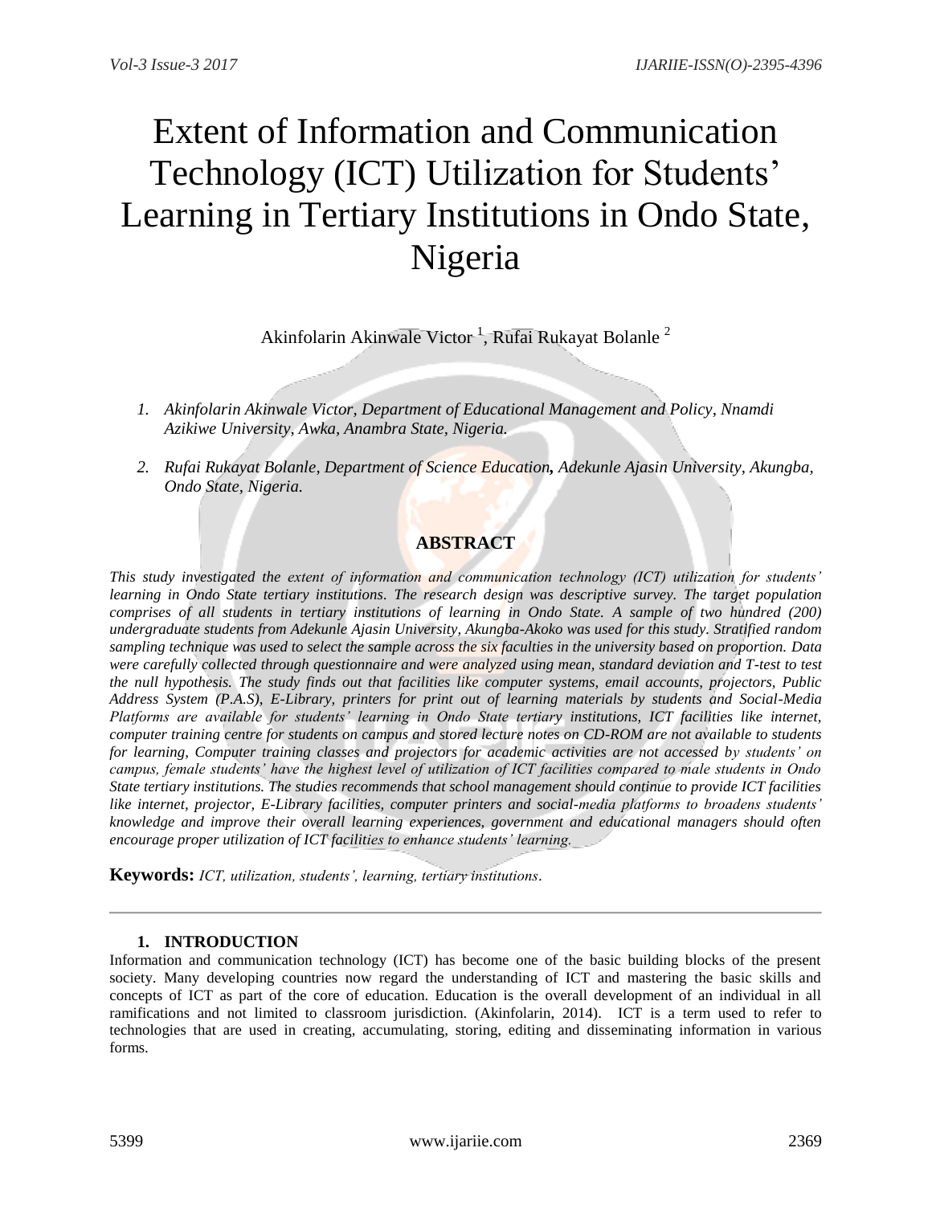# Extent of Information and Communication Technology (ICT) Utilization for Students' Learning in Tertiary Institutions in Ondo State, Nigeria

Akinfolarin Akinwale Victor [1], Rufai Rukayat Bolanle [2]

1. *Akinfolarin Akinwale Victor, Department of Educational Management and Policy, Nnamdi Azikiwe University, Awka, Anambra State, Nigeria.*
2. *Rufai Rukayat Bolanle, Department of Science Education, Adekunle Ajasin University, Akungba, Ondo State, Nigeria.*

## ABSTRACT

*This study investigated the extent of information and communication technology (ICT) utilization for students' learning in Ondo State tertiary institutions. The research design was descriptive survey. The target population comprises of all students in tertiary institutions of learning in Ondo State. A sample of two hundred (200) undergraduate students from Adekunle Ajasin University, Akungba-Akoko was used for this study. Stratified random sampling technique was used to select the sample across the six faculties in the university based on proportion. Data were carefully collected through questionnaire and were analyzed using mean, standard deviation and T-test to test the null hypothesis. The study finds out that facilities like computer systems, email accounts, projectors, Public Address System (P.A.S), E-Library, printers for print out of learning materials by students and Social-Media Platforms are available for students' learning in Ondo State tertiary institutions, ICT facilities like internet, computer training centre for students on campus and stored lecture notes on CD-ROM are not available to students for learning, Computer training classes and projectors for academic activities are not accessed by students' on campus, female students' have the highest level of utilization of ICT facilities compared to male students in Ondo State tertiary institutions. The studies recommends that school management should continue to provide ICT facilities like internet, projector, E-Library facilities, computer printers and social-media platforms to broadens students' knowledge and improve their overall learning experiences, government and educational managers should often encourage proper utilization of ICT facilities to enhance students' learning.*

**Keywords:** *ICT, utilization, students', learning, tertiary institutions*.

---

## 1. INTRODUCTION

Information and communication technology (ICT) has become one of the basic building blocks of the present society. Many developing countries now regard the understanding of ICT and mastering the basic skills and concepts of ICT as part of the core of education. Education is the overall development of an individual in all ramifications and not limited to classroom jurisdiction. (Akinfolarin, 2014). ICT is a term used to refer to technologies that are used in creating, accumulating, storing, editing and disseminating information in various forms.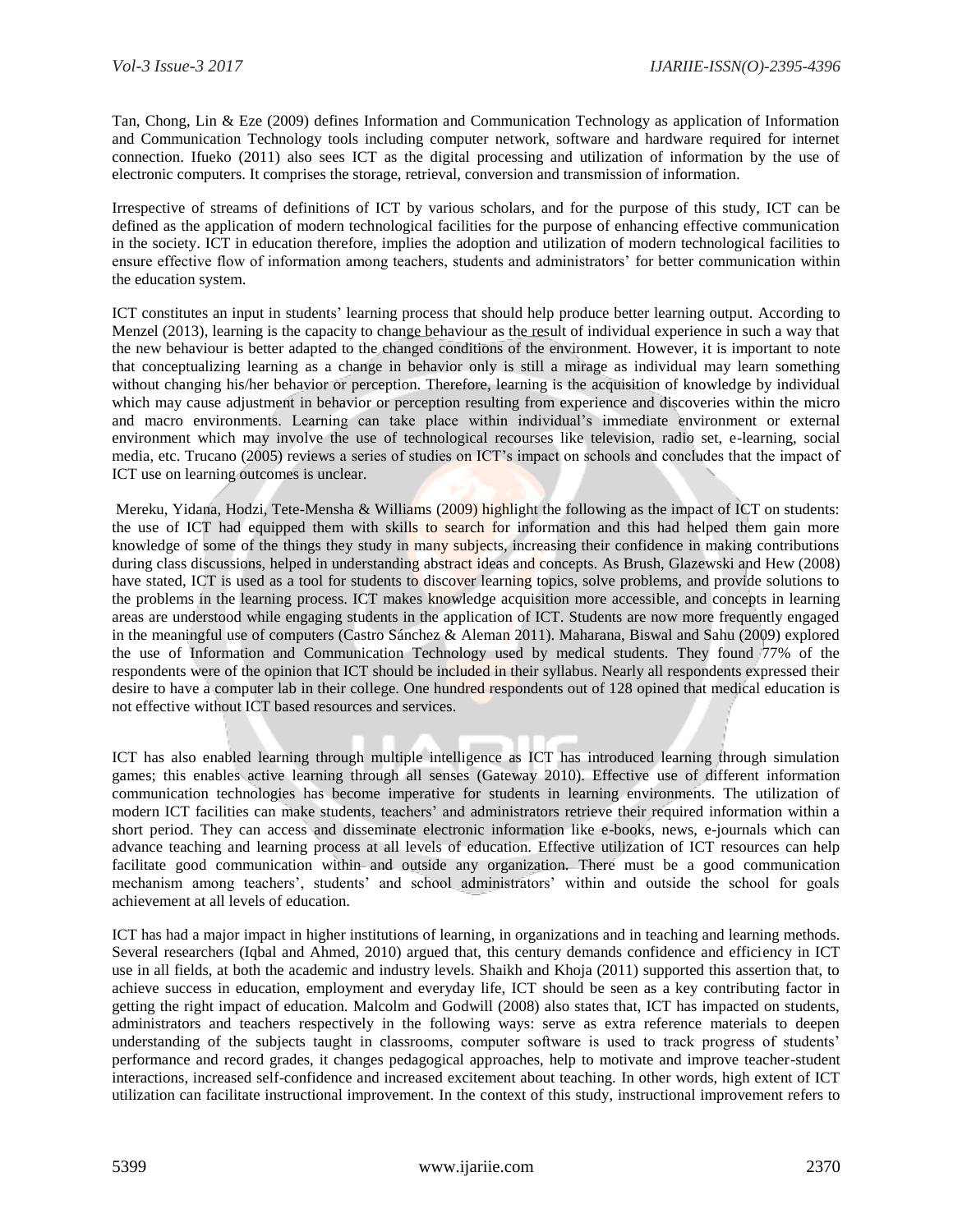Tan, Chong, Lin & Eze (2009) defines Information and Communication Technology as application of Information and Communication Technology tools including computer network, software and hardware required for internet connection. Ifueko (2011) also sees ICT as the digital processing and utilization of information by the use of electronic computers. It comprises the storage, retrieval, conversion and transmission of information.

Irrespective of streams of definitions of ICT by various scholars, and for the purpose of this study, ICT can be defined as the application of modern technological facilities for the purpose of enhancing effective communication in the society. ICT in education therefore, implies the adoption and utilization of modern technological facilities to ensure effective flow of information among teachers, students and administrators' for better communication within the education system.

ICT constitutes an input in students' learning process that should help produce better learning output. According to Menzel (2013), learning is the capacity to change behaviour as the result of individual experience in such a way that the new behaviour is better adapted to the changed conditions of the environment. However, it is important to note that conceptualizing learning as a change in behavior only is still a mirage as individual may learn something without changing his/her behavior or perception. Therefore, learning is the acquisition of knowledge by individual which may cause adjustment in behavior or perception resulting from experience and discoveries within the micro and macro environments. Learning can take place within individual's immediate environment or external environment which may involve the use of technological recourses like television, radio set, e-learning, social media, etc. Trucano (2005) reviews a series of studies on ICT's impact on schools and concludes that the impact of ICT use on learning outcomes is unclear.

Mereku, Yidana, Hodzi, Tete-Mensha & Williams (2009) highlight the following as the impact of ICT on students: the use of ICT had equipped them with skills to search for information and this had helped them gain more knowledge of some of the things they study in many subjects, increasing their confidence in making contributions during class discussions, helped in understanding abstract ideas and concepts. As Brush, Glazewski and Hew (2008) have stated, ICT is used as a tool for students to discover learning topics, solve problems, and provide solutions to the problems in the learning process. ICT makes knowledge acquisition more accessible, and concepts in learning areas are understood while engaging students in the application of ICT. Students are now more frequently engaged in the meaningful use of computers (Castro Sánchez & Aleman 2011). Maharana, Biswal and Sahu (2009) explored the use of Information and Communication Technology used by medical students. They found 77% of the respondents were of the opinion that ICT should be included in their syllabus. Nearly all respondents expressed their desire to have a computer lab in their college. One hundred respondents out of 128 opined that medical education is not effective without ICT based resources and services.

ICT has also enabled learning through multiple intelligence as ICT has introduced learning through simulation games; this enables active learning through all senses (Gateway 2010). Effective use of different information communication technologies has become imperative for students in learning environments. The utilization of modern ICT facilities can make students, teachers' and administrators retrieve their required information within a short period. They can access and disseminate electronic information like e-books, news, e-journals which can advance teaching and learning process at all levels of education. Effective utilization of ICT resources can help facilitate good communication within and outside any organization. There must be a good communication mechanism among teachers', students' and school administrators' within and outside the school for goals achievement at all levels of education.

ICT has had a major impact in higher institutions of learning, in organizations and in teaching and learning methods. Several researchers (Iqbal and Ahmed, 2010) argued that, this century demands confidence and efficiency in ICT use in all fields, at both the academic and industry levels. Shaikh and Khoja (2011) supported this assertion that, to achieve success in education, employment and everyday life, ICT should be seen as a key contributing factor in getting the right impact of education. Malcolm and Godwill (2008) also states that, ICT has impacted on students, administrators and teachers respectively in the following ways: serve as extra reference materials to deepen understanding of the subjects taught in classrooms, computer software is used to track progress of students' performance and record grades, it changes pedagogical approaches, help to motivate and improve teacher-student interactions, increased self-confidence and increased excitement about teaching. In other words, high extent of ICT utilization can facilitate instructional improvement. In the context of this study, instructional improvement refers to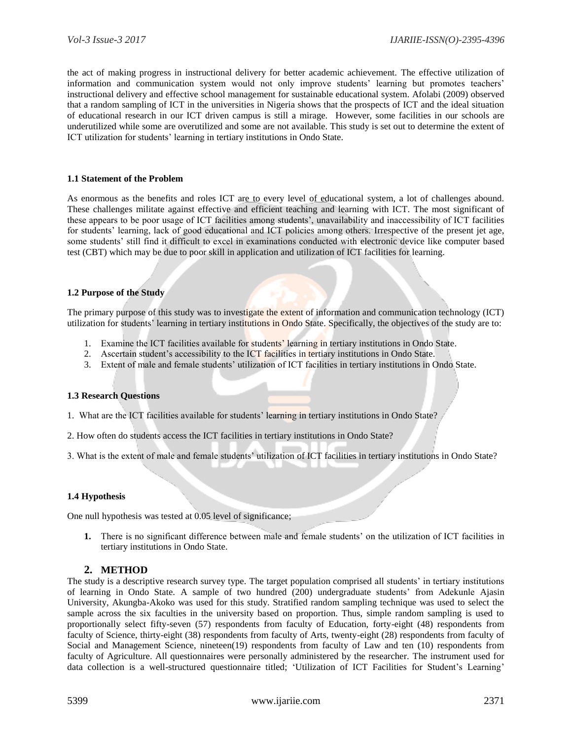the act of making progress in instructional delivery for better academic achievement. The effective utilization of information and communication system would not only improve students' learning but promotes teachers' instructional delivery and effective school management for sustainable educational system. Afolabi (2009) observed that a random sampling of ICT in the universities in Nigeria shows that the prospects of ICT and the ideal situation of educational research in our ICT driven campus is still a mirage. However, some facilities in our schools are underutilized while some are overutilized and some are not available. This study is set out to determine the extent of ICT utilization for students' learning in tertiary institutions in Ondo State.

### 1.1 Statement of the Problem

As enormous as the benefits and roles ICT are to every level of educational system, a lot of challenges abound. These challenges militate against effective and efficient teaching and learning with ICT. The most significant of these appears to be poor usage of ICT facilities among students', unavailability and inaccessibility of ICT facilities for students' learning, lack of good educational and ICT policies among others. Irrespective of the present jet age, some students' still find it difficult to excel in examinations conducted with electronic device like computer based test (CBT) which may be due to poor skill in application and utilization of ICT facilities for learning.

### 1.2 Purpose of the Study

The primary purpose of this study was to investigate the extent of information and communication technology (ICT) utilization for students' learning in tertiary institutions in Ondo State. Specifically, the objectives of the study are to:

1. Examine the ICT facilities available for students' learning in tertiary institutions in Ondo State.
2. Ascertain student's accessibility to the ICT facilities in tertiary institutions in Ondo State.
3. Extent of male and female students' utilization of ICT facilities in tertiary institutions in Ondo State.

### 1.3 Research Questions

1. What are the ICT facilities available for students' learning in tertiary institutions in Ondo State?

2. How often do students access the ICT facilities in tertiary institutions in Ondo State?

3. What is the extent of male and female students' utilization of ICT facilities in tertiary institutions in Ondo State?

### 1.4 Hypothesis

One null hypothesis was tested at 0.05 level of significance;

1. There is no significant difference between male and female students' on the utilization of ICT facilities in tertiary institutions in Ondo State.

## 2. METHOD

The study is a descriptive research survey type. The target population comprised all students' in tertiary institutions of learning in Ondo State. A sample of two hundred (200) undergraduate students' from Adekunle Ajasin University, Akungba-Akoko was used for this study. Stratified random sampling technique was used to select the sample across the six faculties in the university based on proportion. Thus, simple random sampling is used to proportionally select fifty-seven (57) respondents from faculty of Education, forty-eight (48) respondents from faculty of Science, thirty-eight (38) respondents from faculty of Arts, twenty-eight (28) respondents from faculty of Social and Management Science, nineteen(19) respondents from faculty of Law and ten (10) respondents from faculty of Agriculture. All questionnaires were personally administered by the researcher. The instrument used for data collection is a well-structured questionnaire titled; 'Utilization of ICT Facilities for Student's Learning'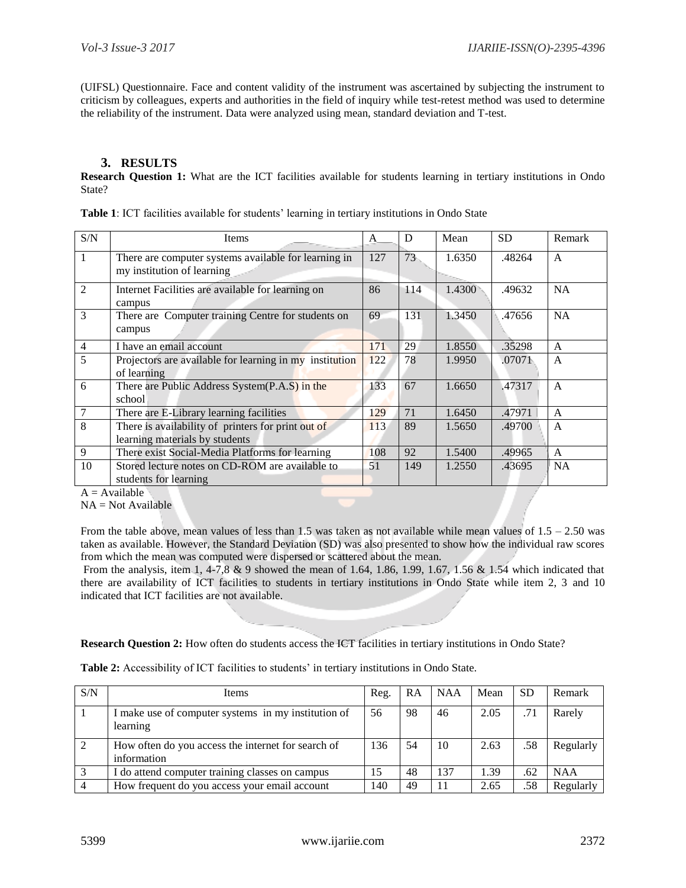(UIFSL) Questionnaire. Face and content validity of the instrument was ascertained by subjecting the instrument to criticism by colleagues, experts and authorities in the field of inquiry while test-retest method was used to determine the reliability of the instrument. Data were analyzed using mean, standard deviation and T-test.

## 3. RESULTS

**Research Question 1:** What are the ICT facilities available for students learning in tertiary institutions in Ondo State?

**Table 1**: ICT facilities available for students' learning in tertiary institutions in Ondo State

| S/N | Items | A | D | Mean | SD | Remark |
|---|---|---|---|---|---|---|
| 1 | There are computer systems available for learning in my institution of learning | 127 | 73 | 1.6350 | .48264 | A |
| 2 | Internet Facilities are available for learning on campus | 86 | 114 | 1.4300 | .49632 | NA |
| 3 | There are Computer training Centre for students on campus | 69 | 131 | 1.3450 | .47656 | NA |
| 4 | I have an email account | 171 | 29 | 1.8550 | .35298 | A |
| 5 | Projectors are available for learning in my institution of learning | 122 | 78 | 1.9950 | .07071 | A |
| 6 | There are Public Address System(P.A.S) in the school | 133 | 67 | 1.6650 | .47317 | A |
| 7 | There are E-Library learning facilities | 129 | 71 | 1.6450 | .47971 | A |
| 8 | There is availability of printers for print out of learning materials by students | 113 | 89 | 1.5650 | .49700 | A |
| 9 | There exist Social-Media Platforms for learning | 108 | 92 | 1.5400 | .49965 | A |
| 10 | Stored lecture notes on CD-ROM are available to students for learning | 51 | 149 | 1.2550 | .43695 | NA |

A = Available

NA = Not Available

From the table above, mean values of less than 1.5 was taken as not available while mean values of 1.5 – 2.50 was taken as available. However, the Standard Deviation (SD) was also presented to show how the individual raw scores from which the mean was computed were dispersed or scattered about the mean.

From the analysis, item 1, 4-7,8 & 9 showed the mean of 1.64, 1.86, 1.99, 1.67, 1.56 & 1.54 which indicated that there are availability of ICT facilities to students in tertiary institutions in Ondo State while item 2, 3 and 10 indicated that ICT facilities are not available.

**Research Question 2:** How often do students access the ICT facilities in tertiary institutions in Ondo State?

**Table 2:** Accessibility of ICT facilities to students' in tertiary institutions in Ondo State.

| S/N | Items | Reg. | RA | NAA | Mean | SD | Remark |
|---|---|---|---|---|---|---|---|
| 1 | I make use of computer systems in my institution of learning | 56 | 98 | 46 | 2.05 | .71 | Rarely |
| 2 | How often do you access the internet for search of information | 136 | 54 | 10 | 2.63 | .58 | Regularly |
| 3 | I do attend computer training classes on campus | 15 | 48 | 137 | 1.39 | .62 | NAA |
| 4 | How frequent do you access your email account | 140 | 49 | 11 | 2.65 | .58 | Regularly |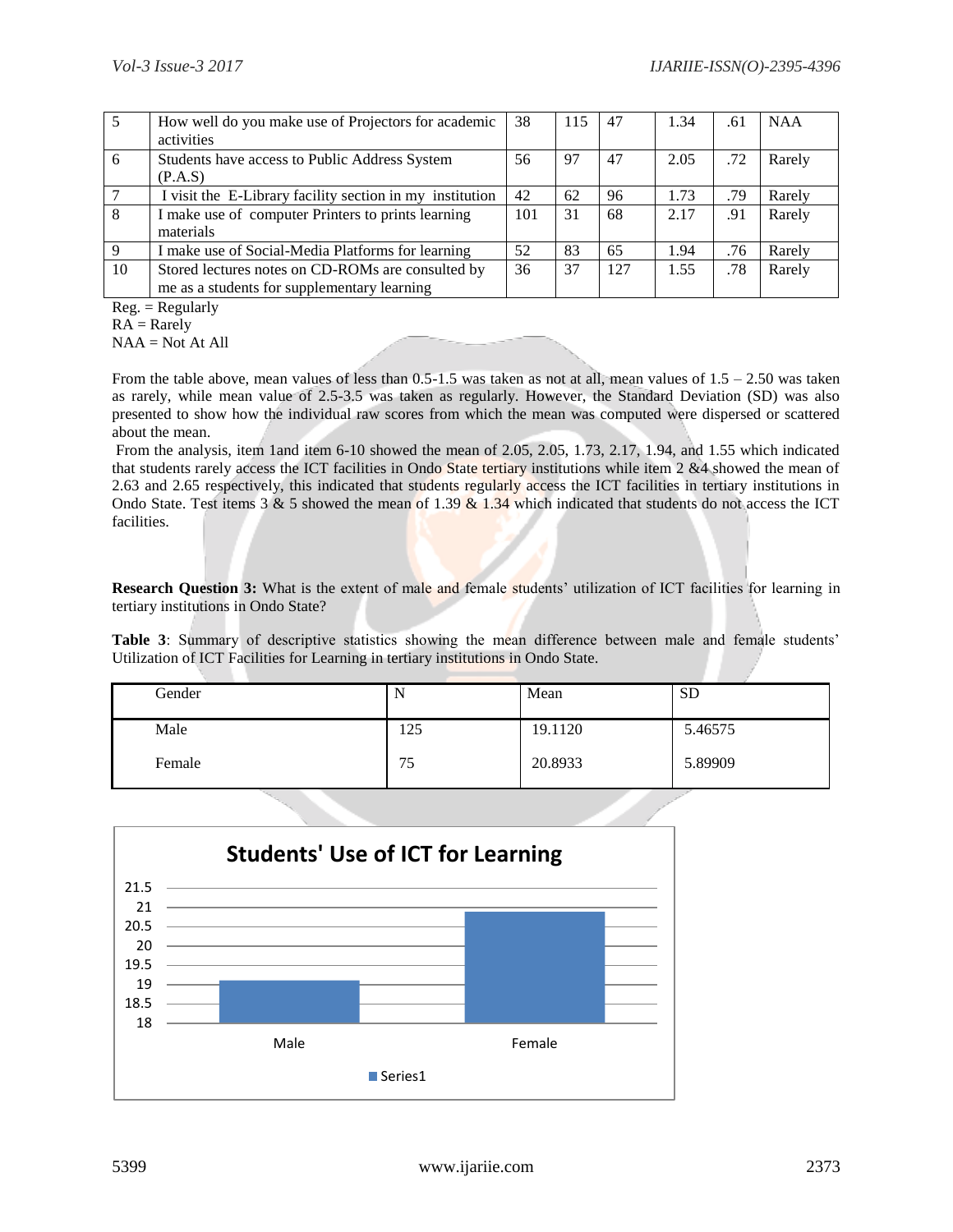| | | | | | | | |
|---|---|---|---|---|---|---|---|
| 5 | How well do you make use of Projectors for academic activities | 38 | 115 | 47 | 1.34 | .61 | NAA |
| 6 | Students have access to Public Address System (P.A.S) | 56 | 97 | 47 | 2.05 | .72 | Rarely |
| 7 | I visit the E-Library facility section in my institution | 42 | 62 | 96 | 1.73 | .79 | Rarely |
| 8 | I make use of computer Printers to prints learning materials | 101 | 31 | 68 | 2.17 | .91 | Rarely |
| 9 | I make use of Social-Media Platforms for learning | 52 | 83 | 65 | 1.94 | .76 | Rarely |
| 10 | Stored lectures notes on CD-ROMs are consulted by me as a students for supplementary learning | 36 | 37 | 127 | 1.55 | .78 | Rarely |

Reg. = Regularly
RA = Rarely
NAA = Not At All

From the table above, mean values of less than 0.5-1.5 was taken as not at all, mean values of 1.5 – 2.50 was taken as rarely, while mean value of 2.5-3.5 was taken as regularly. However, the Standard Deviation (SD) was also presented to show how the individual raw scores from which the mean was computed were dispersed or scattered about the mean.

From the analysis, item 1and item 6-10 showed the mean of 2.05, 2.05, 1.73, 2.17, 1.94, and 1.55 which indicated that students rarely access the ICT facilities in Ondo State tertiary institutions while item 2 &4 showed the mean of 2.63 and 2.65 respectively, this indicated that students regularly access the ICT facilities in tertiary institutions in Ondo State. Test items 3 & 5 showed the mean of 1.39 & 1.34 which indicated that students do not access the ICT facilities.

**Research Question 3:** What is the extent of male and female students' utilization of ICT facilities for learning in tertiary institutions in Ondo State?

**Table 3**: Summary of descriptive statistics showing the mean difference between male and female students' Utilization of ICT Facilities for Learning in tertiary institutions in Ondo State.

| Gender | N | Mean | SD |
|---|---|---|---|
| Male | 125 | 19.1120 | 5.46575 |
| Female | 75 | 20.8933 | 5.89909 |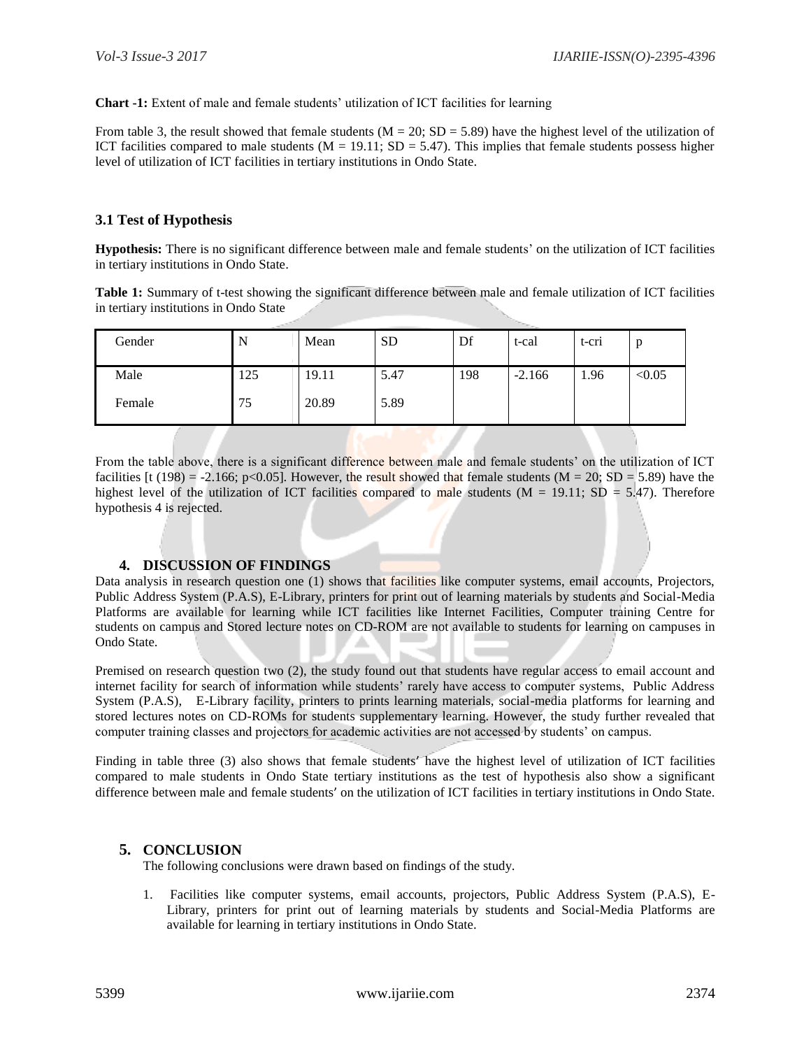**Chart -1:** Extent of male and female students' utilization of ICT facilities for learning

From table 3, the result showed that female students (M = 20; SD = 5.89) have the highest level of the utilization of ICT facilities compared to male students (M = 19.11; SD = 5.47). This implies that female students possess higher level of utilization of ICT facilities in tertiary institutions in Ondo State.

### 3.1 Test of Hypothesis

**Hypothesis:** There is no significant difference between male and female students' on the utilization of ICT facilities in tertiary institutions in Ondo State.

**Table 1:** Summary of t-test showing the significant difference between male and female utilization of ICT facilities in tertiary institutions in Ondo State

| Gender | N | Mean | SD | Df | t-cal | t-cri | p |
|---|---|---|---|---|---|---|---|
| Male | 125 | 19.11 | 5.47 | 198 | -2.166 | 1.96 | <0.05 |
| Female | 75 | 20.89 | 5.89 | | | | |

From the table above, there is a significant difference between male and female students' on the utilization of ICT facilities [t (198) = -2.166; p<0.05]. However, the result showed that female students (M = 20; SD = 5.89) have the highest level of the utilization of ICT facilities compared to male students (M = 19.11; SD = 5.47). Therefore hypothesis 4 is rejected.

## 4. DISCUSSION OF FINDINGS

Data analysis in research question one (1) shows that facilities like computer systems, email accounts, Projectors, Public Address System (P.A.S), E-Library, printers for print out of learning materials by students and Social-Media Platforms are available for learning while ICT facilities like Internet Facilities, Computer training Centre for students on campus and Stored lecture notes on CD-ROM are not available to students for learning on campuses in Ondo State.

Premised on research question two (2), the study found out that students have regular access to email account and internet facility for search of information while students' rarely have access to computer systems, Public Address System (P.A.S), E-Library facility, printers to prints learning materials, social-media platforms for learning and stored lectures notes on CD-ROMs for students supplementary learning. However, the study further revealed that computer training classes and projectors for academic activities are not accessed by students' on campus.

Finding in table three (3) also shows that female students' have the highest level of utilization of ICT facilities compared to male students in Ondo State tertiary institutions as the test of hypothesis also show a significant difference between male and female students' on the utilization of ICT facilities in tertiary institutions in Ondo State.

## 5. CONCLUSION

The following conclusions were drawn based on findings of the study.

1. Facilities like computer systems, email accounts, projectors, Public Address System (P.A.S), E-Library, printers for print out of learning materials by students and Social-Media Platforms are available for learning in tertiary institutions in Ondo State.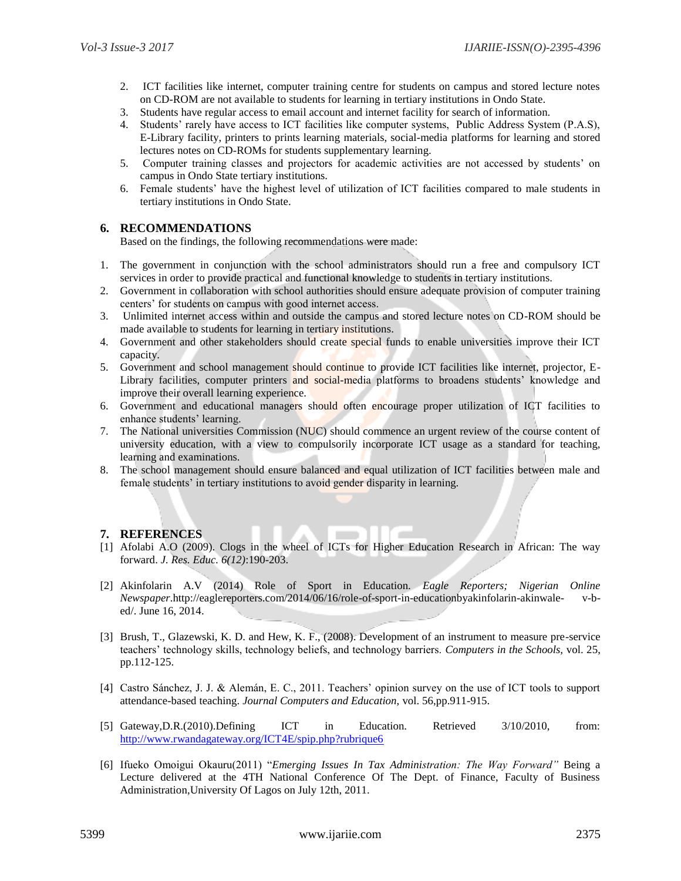2. ICT facilities like internet, computer training centre for students on campus and stored lecture notes on CD-ROM are not available to students for learning in tertiary institutions in Ondo State.
3. Students have regular access to email account and internet facility for search of information.
4. Students' rarely have access to ICT facilities like computer systems, Public Address System (P.A.S), E-Library facility, printers to prints learning materials, social-media platforms for learning and stored lectures notes on CD-ROMs for students supplementary learning.
5. Computer training classes and projectors for academic activities are not accessed by students' on campus in Ondo State tertiary institutions.
6. Female students' have the highest level of utilization of ICT facilities compared to male students in tertiary institutions in Ondo State.

## 6. RECOMMENDATIONS

Based on the findings, the following recommendations were made:

1. The government in conjunction with the school administrators should run a free and compulsory ICT services in order to provide practical and functional knowledge to students in tertiary institutions.
2. Government in collaboration with school authorities should ensure adequate provision of computer training centers' for students on campus with good internet access.
3. Unlimited internet access within and outside the campus and stored lecture notes on CD-ROM should be made available to students for learning in tertiary institutions.
4. Government and other stakeholders should create special funds to enable universities improve their ICT capacity.
5. Government and school management should continue to provide ICT facilities like internet, projector, E-Library facilities, computer printers and social-media platforms to broadens students' knowledge and improve their overall learning experience.
6. Government and educational managers should often encourage proper utilization of ICT facilities to enhance students' learning.
7. The National universities Commission (NUC) should commence an urgent review of the course content of university education, with a view to compulsorily incorporate ICT usage as a standard for teaching, learning and examinations.
8. The school management should ensure balanced and equal utilization of ICT facilities between male and female students' in tertiary institutions to avoid gender disparity in learning.

## 7. REFERENCES

[1] Afolabi A.O (2009). Clogs in the wheel of ICTs for Higher Education Research in African: The way forward. *J. Res. Educ. 6(12)*:190-203.

[2] Akinfolarin A.V (2014) Role of Sport in Education. *Eagle Reporters; Nigerian Online Newspaper*.http://eaglereporters.com/2014/06/16/role-of-sport-in-educationbyakinfolarin-akinwale- v-b-ed/. June 16, 2014.

[3] Brush, T., Glazewski, K. D. and Hew, K. F., (2008). Development of an instrument to measure pre-service teachers' technology skills, technology beliefs, and technology barriers. *Computers in the Schools,* vol. 25, pp.112-125.

[4] Castro Sánchez, J. J. & Alemán, E. C., 2011. Teachers' opinion survey on the use of ICT tools to support attendance-based teaching. *Journal Computers and Education,* vol. 56,pp.911-915.

[5] Gateway,D.R.(2010).Defining ICT in Education. Retrieved 3/10/2010, from: http://www.rwandagateway.org/ICT4E/spip.php?rubrique6

[6] Ifueko Omoigui Okauru(2011) "*Emerging Issues In Tax Administration: The Way Forward"* Being a Lecture delivered at the 4TH National Conference Of The Dept. of Finance, Faculty of Business Administration,University Of Lagos on July 12th, 2011.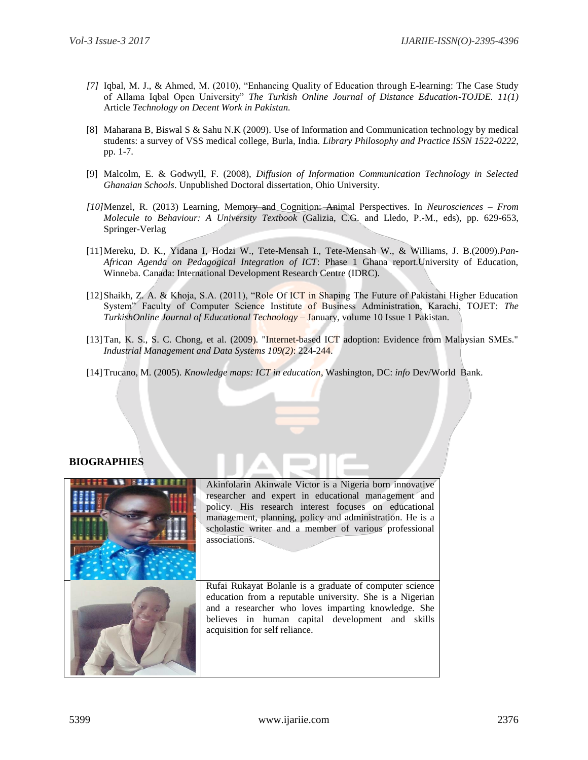[7] Iqbal, M. J., & Ahmed, M. (2010), "Enhancing Quality of Education through E-learning: The Case Study of Allama Iqbal Open University" *The Turkish Online Journal of Distance Education-TOJDE. 11(1)* Article *Technology on Decent Work in Pakistan.*

[8] Maharana B, Biswal S & Sahu N.K (2009). Use of Information and Communication technology by medical students: a survey of VSS medical college, Burla, India. *Library Philosophy and Practice ISSN 1522-0222*, pp. 1-7.

[9] Malcolm, E. & Godwyll, F. (2008), *Diffusion of Information Communication Technology in Selected Ghanaian Schools*. Unpublished Doctoral dissertation, Ohio University.

[10] Menzel, R. (2013) Learning, Memory and Cognition: Animal Perspectives. In *Neurosciences – From Molecule to Behaviour: A University Textbook* (Galizia, C.G. and Lledo, P.-M., eds), pp. 629-653, Springer-Verlag

[11] Mereku, D. K., Yidana I, Hodzi W., Tete-Mensah I., Tete-Mensah W., & Williams, J. B.(2009).*Pan-African Agenda on Pedagogical Integration of ICT*: Phase 1 Ghana report.University of Education, Winneba. Canada: International Development Research Centre (IDRC).

[12] Shaikh, Z. A. & Khoja, S.A. (2011), "Role Of ICT in Shaping The Future of Pakistani Higher Education System" Faculty of Computer Science Institute of Business Administration, Karachi, TOJET: *The TurkishOnline Journal of Educational Technology* – January, volume 10 Issue 1 Pakistan.

[13] Tan, K. S., S. C. Chong, et al. (2009). "Internet-based ICT adoption: Evidence from Malaysian SMEs." *Industrial Management and Data Systems 109(2)*: 224-244.

[14] Trucano, M. (2005). *Knowledge maps: ICT in education*, Washington, DC: *info* Dev/World Bank.

## BIOGRAPHIES

| | |
|---|---|
| | Akinfolarin Akinwale Victor is a Nigeria born innovative researcher and expert in educational management and policy. His research interest focuses on educational management, planning, policy and administration. He is a scholastic writer and a member of various professional associations. |
| | Rufai Rukayat Bolanle is a graduate of computer science education from a reputable university. She is a Nigerian and a researcher who loves imparting knowledge. She believes in human capital development and skills acquisition for self reliance. |